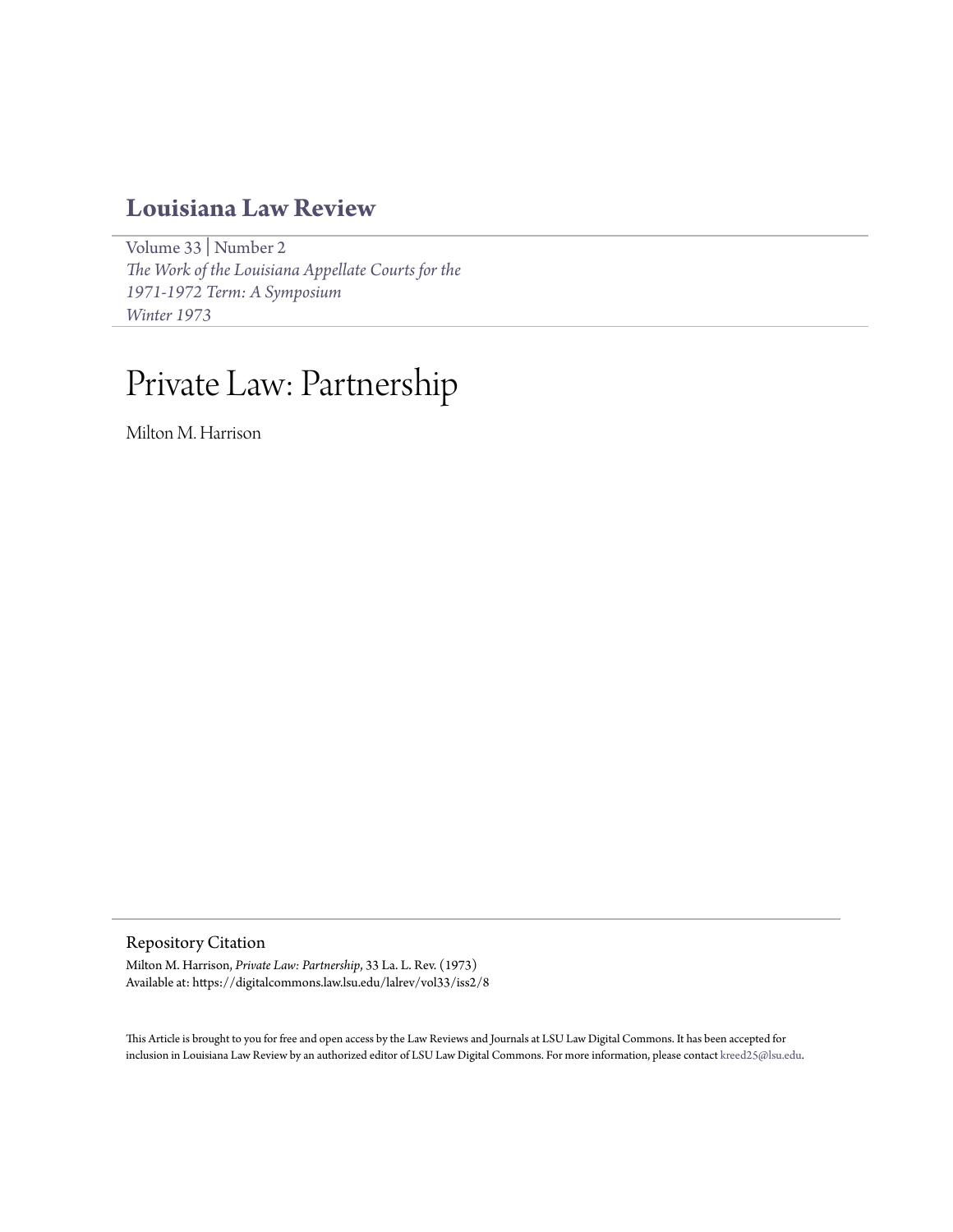# Louisiana Law Review

Volume 33 | Number 2
*The Work of the Louisiana Appellate Courts for the 1971-1972 Term: A Symposium*
*Winter 1973*

# Private Law: Partnership

Milton M. Harrison

## Repository Citation

Milton M. Harrison, *Private Law: Partnership*, 33 La. L. Rev. (1973)
Available at: https://digitalcommons.law.lsu.edu/lalrev/vol33/iss2/8

This Article is brought to you for free and open access by the Law Reviews and Journals at LSU Law Digital Commons. It has been accepted for inclusion in Louisiana Law Review by an authorized editor of LSU Law Digital Commons. For more information, please contact kreed25@lsu.edu.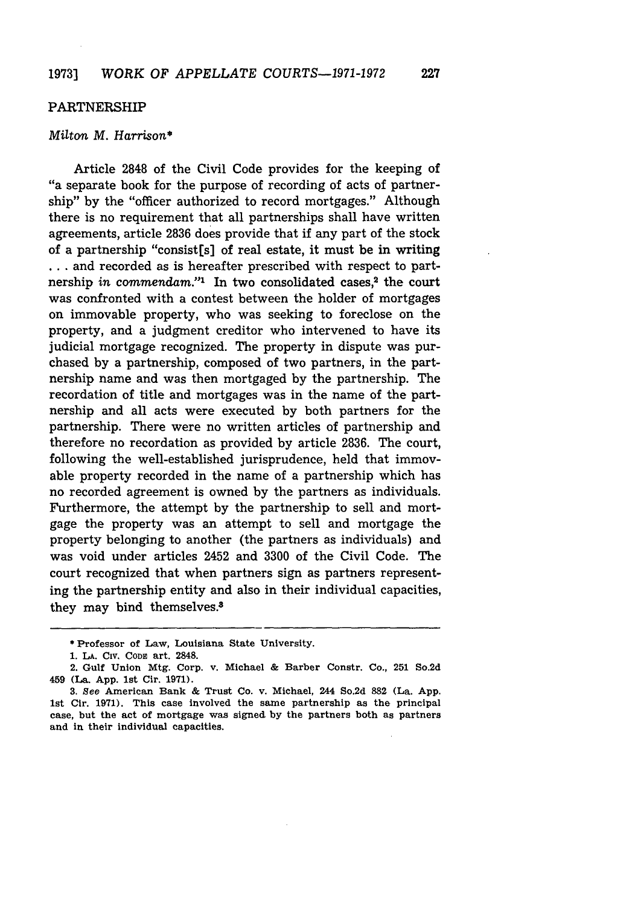## PARTNERSHIP

*Milton M. Harrison**

Article 2848 of the Civil Code provides for the keeping of "a separate book for the purpose of recording of acts of partnership" by the "officer authorized to record mortgages." Although there is no requirement that all partnerships shall have written agreements, article 2836 does provide that if any part of the stock of a partnership "consist[s] of real estate, it must be in writing . . . and recorded as is hereafter prescribed with respect to partnership *in commendam*."[1] In two consolidated cases,[2] the court was confronted with a contest between the holder of mortgages on immovable property, who was seeking to foreclose on the property, and a judgment creditor who intervened to have its judicial mortgage recognized. The property in dispute was purchased by a partnership, composed of two partners, in the partnership name and was then mortgaged by the partnership. The recordation of title and mortgages was in the name of the partnership and all acts were executed by both partners for the partnership. There were no written articles of partnership and therefore no recordation as provided by article 2836. The court, following the well-established jurisprudence, held that immovable property recorded in the name of a partnership which has no recorded agreement is owned by the partners as individuals. Furthermore, the attempt by the partnership to sell and mortgage the property was an attempt to sell and mortgage the property belonging to another (the partners as individuals) and was void under articles 2452 and 3300 of the Civil Code. The court recognized that when partners sign as partners representing the partnership entity and also in their individual capacities, they may bind themselves.[3]

---

\* Professor of Law, Louisiana State University.

1. LA. CIV. CODE art. 2848.

2. Gulf Union Mtg. Corp. v. Michael & Barber Constr. Co., 251 So.2d 459 (La. App. 1st Cir. 1971).

3. *See* American Bank & Trust Co. v. Michael, 244 So.2d 882 (La. App. 1st Cir. 1971). This case involved the same partnership as the principal case, but the act of mortgage was signed by the partners both as partners and in their individual capacities.